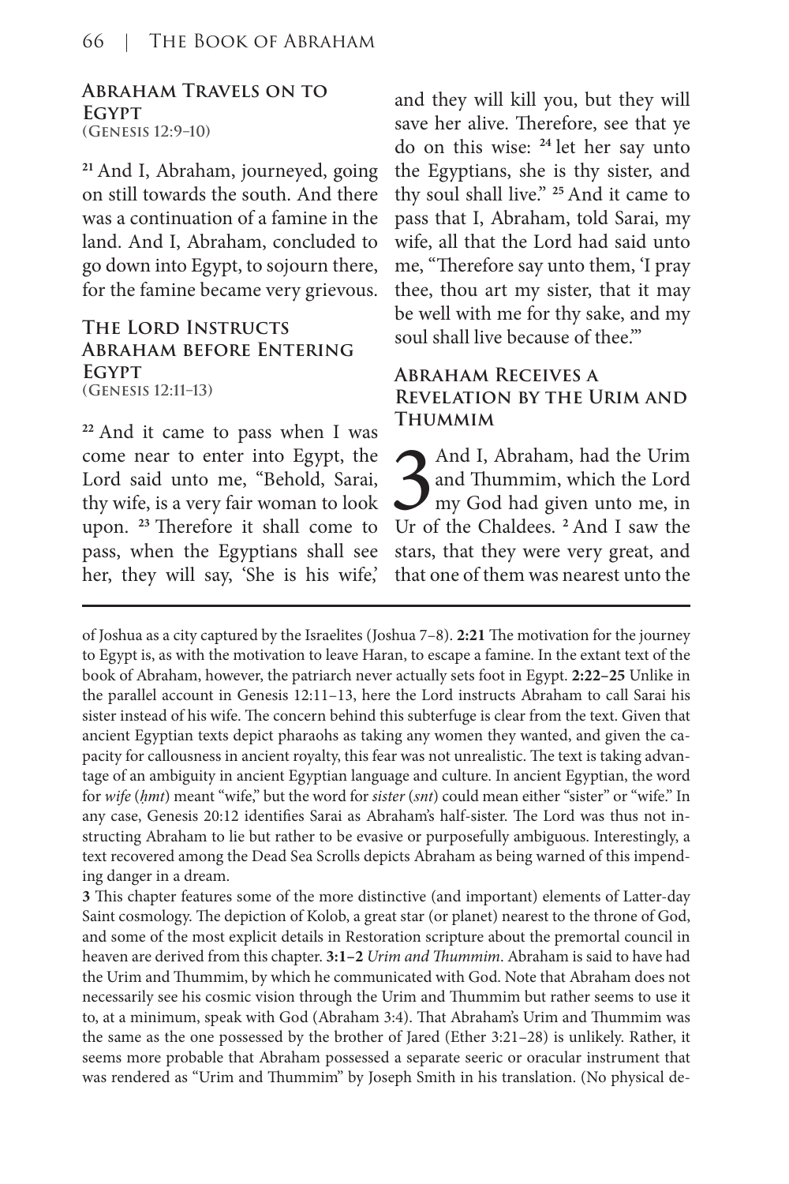### Abraham Travels on to Egypt
(Genesis 12:9–10)

[21] And I, Abraham, journeyed, going on still towards the south. And there was a continuation of a famine in the land. And I, Abraham, concluded to go down into Egypt, to sojourn there, for the famine became very grievous.

### The Lord Instructs Abraham before Entering Egypt
(Genesis 12:11–13)

[22] And it came to pass when I was come near to enter into Egypt, the Lord said unto me, "Behold, Sarai, thy wife, is a very fair woman to look upon. [23] Therefore it shall come to pass, when the Egyptians shall see her, they will say, 'She is his wife,' and they will kill you, but they will save her alive. Therefore, see that ye do on this wise: [24] let her say unto the Egyptians, she is thy sister, and thy soul shall live." [25] And it came to pass that I, Abraham, told Sarai, my wife, all that the Lord had said unto me, "Therefore say unto them, 'I pray thee, thou art my sister, that it may be well with me for thy sake, and my soul shall live because of thee.'"

### Abraham Receives a Revelation by the Urim and Thummim

3 And I, Abraham, had the Urim and Thummim, which the Lord my God had given unto me, in Ur of the Chaldees. [2] And I saw the stars, that they were very great, and that one of them was nearest unto the

---

of Joshua as a city captured by the Israelites (Joshua 7–8). **2:21** The motivation for the journey to Egypt is, as with the motivation to leave Haran, to escape a famine. In the extant text of the book of Abraham, however, the patriarch never actually sets foot in Egypt. **2:22–25** Unlike in the parallel account in Genesis 12:11–13, here the Lord instructs Abraham to call Sarai his sister instead of his wife. The concern behind this subterfuge is clear from the text. Given that ancient Egyptian texts depict pharaohs as taking any women they wanted, and given the capacity for callousness in ancient royalty, this fear was not unrealistic. The text is taking advantage of an ambiguity in ancient Egyptian language and culture. In ancient Egyptian, the word for *wife* (*ḥmt*) meant "wife," but the word for *sister* (*snt*) could mean either "sister" or "wife." In any case, Genesis 20:12 identifies Sarai as Abraham's half-sister. The Lord was thus not instructing Abraham to lie but rather to be evasive or purposefully ambiguous. Interestingly, a text recovered among the Dead Sea Scrolls depicts Abraham as being warned of this impending danger in a dream.

**3** This chapter features some of the more distinctive (and important) elements of Latter-day Saint cosmology. The depiction of Kolob, a great star (or planet) nearest to the throne of God, and some of the most explicit details in Restoration scripture about the premortal council in heaven are derived from this chapter. **3:1–2** *Urim and Thummim.* Abraham is said to have had the Urim and Thummim, by which he communicated with God. Note that Abraham does not necessarily see his cosmic vision through the Urim and Thummim but rather seems to use it to, at a minimum, speak with God (Abraham 3:4). That Abraham's Urim and Thummim was the same as the one possessed by the brother of Jared (Ether 3:21–28) is unlikely. Rather, it seems more probable that Abraham possessed a separate seeric or oracular instrument that was rendered as "Urim and Thummim" by Joseph Smith in his translation. (No physical de-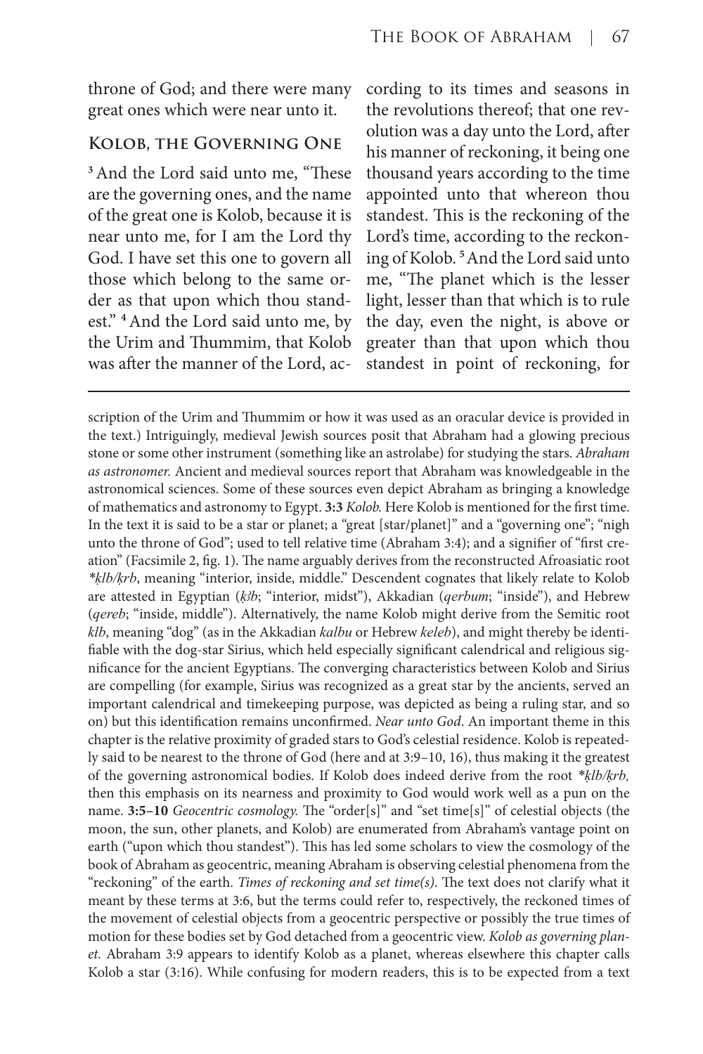throne of God; and there were many great ones which were near unto it.

## Kolob, the Governing One

[3] And the Lord said unto me, "These are the governing ones, and the name of the great one is Kolob, because it is near unto me, for I am the Lord thy God. I have set this one to govern all those which belong to the same order as that upon which thou standest." [4] And the Lord said unto me, by the Urim and Thummim, that Kolob was after the manner of the Lord, according to its times and seasons in the revolutions thereof; that one revolution was a day unto the Lord, after his manner of reckoning, it being one thousand years according to the time appointed unto that whereon thou standest. This is the reckoning of the Lord's time, according to the reckoning of Kolob. [5] And the Lord said unto me, "The planet which is the lesser light, lesser than that which is to rule the day, even the night, is above or greater than that upon which thou standest in point of reckoning, for

---

scription of the Urim and Thummim or how it was used as an oracular device is provided in the text.) Intriguingly, medieval Jewish sources posit that Abraham had a glowing precious stone or some other instrument (something like an astrolabe) for studying the stars. *Abraham as astronomer.* Ancient and medieval sources report that Abraham was knowledgeable in the astronomical sciences. Some of these sources even depict Abraham as bringing a knowledge of mathematics and astronomy to Egypt. **3:3** *Kolob.* Here Kolob is mentioned for the first time. In the text it is said to be a star or planet; a "great [star/planet]" and a "governing one"; "nigh unto the throne of God"; used to tell relative time (Abraham 3:4); and a signifier of "first creation" (Facsimile 2, fig. 1). The name arguably derives from the reconstructed Afroasiatic root *\*ḳlb/ḳrb*, meaning "interior, inside, middle." Descendent cognates that likely relate to Kolob are attested in Egyptian (*ḳꜣb*; "interior, midst"), Akkadian (*qerbum*; "inside"), and Hebrew (*qereb*; "inside, middle"). Alternatively, the name Kolob might derive from the Semitic root *klb*, meaning "dog" (as in the Akkadian *kalbu* or Hebrew *keleb*), and might thereby be identifiable with the dog-star Sirius, which held especially significant calendrical and religious significance for the ancient Egyptians. The converging characteristics between Kolob and Sirius are compelling (for example, Sirius was recognized as a great star by the ancients, served an important calendrical and timekeeping purpose, was depicted as being a ruling star, and so on) but this identification remains unconfirmed. *Near unto God*. An important theme in this chapter is the relative proximity of graded stars to God's celestial residence. Kolob is repeatedly said to be nearest to the throne of God (here and at 3:9–10, 16), thus making it the greatest of the governing astronomical bodies. If Kolob does indeed derive from the root *\*ḳlb/ḳrb,* then this emphasis on its nearness and proximity to God would work well as a pun on the name. **3:5–10** *Geocentric cosmology.* The "order[s]" and "set time[s]" of celestial objects (the moon, the sun, other planets, and Kolob) are enumerated from Abraham's vantage point on earth ("upon which thou standest"). This has led some scholars to view the cosmology of the book of Abraham as geocentric, meaning Abraham is observing celestial phenomena from the "reckoning" of the earth. *Times of reckoning and set time(s)*. The text does not clarify what it meant by these terms at 3:6, but the terms could refer to, respectively, the reckoned times of the movement of celestial objects from a geocentric perspective or possibly the true times of motion for these bodies set by God detached from a geocentric view. *Kolob as governing planet.* Abraham 3:9 appears to identify Kolob as a planet, whereas elsewhere this chapter calls Kolob a star (3:16). While confusing for modern readers, this is to be expected from a text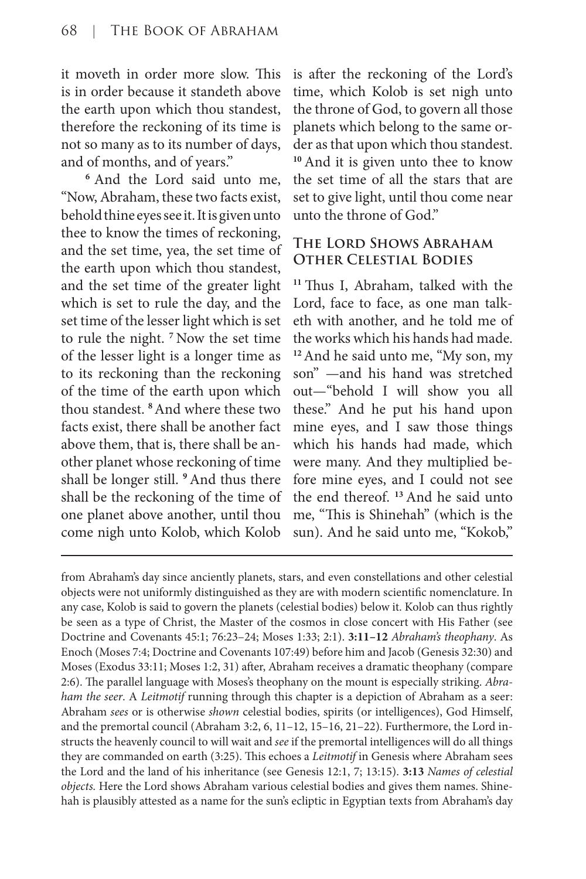it moveth in order more slow. This is in order because it standeth above the earth upon which thou standest, therefore the reckoning of its time is not so many as to its number of days, and of months, and of years."

[6] And the Lord said unto me, "Now, Abraham, these two facts exist, behold thine eyes see it. It is given unto thee to know the times of reckoning, and the set time, yea, the set time of the earth upon which thou standest, and the set time of the greater light which is set to rule the day, and the set time of the lesser light which is set to rule the night. [7] Now the set time of the lesser light is a longer time as to its reckoning than the reckoning of the time of the earth upon which thou standest. [8] And where these two facts exist, there shall be another fact above them, that is, there shall be another planet whose reckoning of time shall be longer still. [9] And thus there shall be the reckoning of the time of one planet above another, until thou come nigh unto Kolob, which Kolob is after the reckoning of the Lord's time, which Kolob is set nigh unto the throne of God, to govern all those planets which belong to the same order as that upon which thou standest. [10] And it is given unto thee to know the set time of all the stars that are set to give light, until thou come near unto the throne of God."

### The Lord Shows Abraham Other Celestial Bodies

[11] Thus I, Abraham, talked with the Lord, face to face, as one man talketh with another, and he told me of the works which his hands had made. [12] And he said unto me, "My son, my son" —and his hand was stretched out—"behold I will show you all these." And he put his hand upon mine eyes, and I saw those things which his hands had made, which were many. And they multiplied before mine eyes, and I could not see the end thereof. [13] And he said unto me, "This is Shinehah" (which is the sun). And he said unto me, "Kokob,"

---

from Abraham's day since anciently planets, stars, and even constellations and other celestial objects were not uniformly distinguished as they are with modern scientific nomenclature. In any case, Kolob is said to govern the planets (celestial bodies) below it. Kolob can thus rightly be seen as a type of Christ, the Master of the cosmos in close concert with His Father (see Doctrine and Covenants 45:1; 76:23–24; Moses 1:33; 2:1). **3:11–12** *Abraham's theophany*. As Enoch (Moses 7:4; Doctrine and Covenants 107:49) before him and Jacob (Genesis 32:30) and Moses (Exodus 33:11; Moses 1:2, 31) after, Abraham receives a dramatic theophany (compare 2:6). The parallel language with Moses's theophany on the mount is especially striking. *Abraham the seer*. A *Leitmotif* running through this chapter is a depiction of Abraham as a seer: Abraham *sees* or is otherwise *shown* celestial bodies, spirits (or intelligences), God Himself, and the premortal council (Abraham 3:2, 6, 11–12, 15–16, 21–22). Furthermore, the Lord instructs the heavenly council to will wait and *see* if the premortal intelligences will do all things they are commanded on earth (3:25). This echoes a *Leitmotif* in Genesis where Abraham sees the Lord and the land of his inheritance (see Genesis 12:1, 7; 13:15). **3:13** *Names of celestial objects.* Here the Lord shows Abraham various celestial bodies and gives them names. Shinehah is plausibly attested as a name for the sun's ecliptic in Egyptian texts from Abraham's day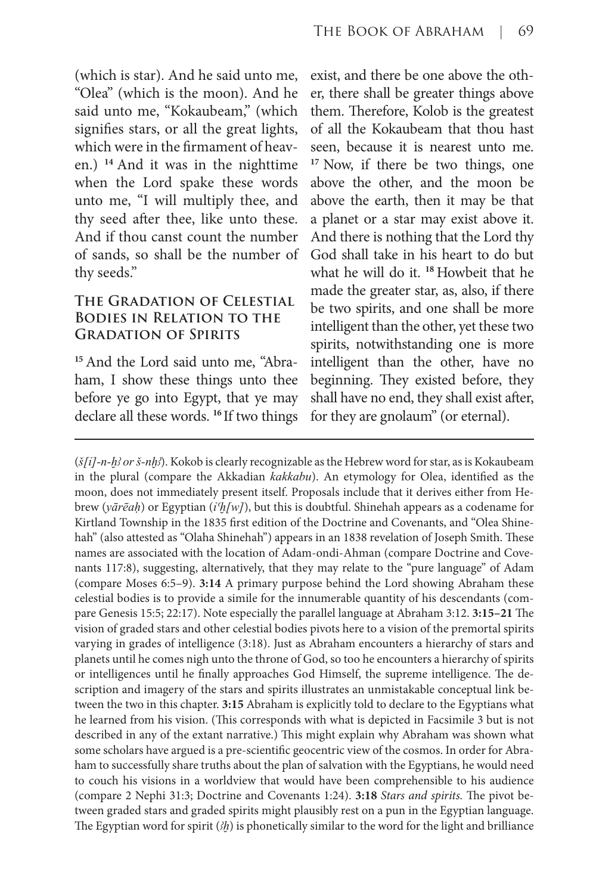(which is star). And he said unto me, "Olea" (which is the moon). And he said unto me, "Kokaubeam," (which signifies stars, or all the great lights, which were in the firmament of heaven.) [14] And it was in the nighttime when the Lord spake these words unto me, "I will multiply thee, and thy seed after thee, like unto these. And if thou canst count the number of sands, so shall be the number of thy seeds."

### The Gradation of Celestial Bodies in Relation to the Gradation of Spirits

[15] And the Lord said unto me, "Abraham, I show these things unto thee before ye go into Egypt, that ye may declare all these words. [16] If two things exist, and there be one above the other, there shall be greater things above them. Therefore, Kolob is the greatest of all the Kokaubeam that thou hast seen, because it is nearest unto me. [17] Now, if there be two things, one above the other, and the moon be above the earth, then it may be that a planet or a star may exist above it. And there is nothing that the Lord thy God shall take in his heart to do but what he will do it. [18] Howbeit that he made the greater star, as, also, if there be two spirits, and one shall be more intelligent than the other, yet these two spirits, notwithstanding one is more intelligent than the other, have no beginning. They existed before, they shall have no end, they shall exist after, for they are gnolaum" (or eternal).

---

(*š[i]-n-ḫꜣ or š-nḫꜣ*). Kokob is clearly recognizable as the Hebrew word for star, as is Kokaubeam in the plural (compare the Akkadian *kakkabu*). An etymology for Olea, identified as the moon, does not immediately present itself. Proposals include that it derives either from Hebrew (*yārēaḥ*) or Egyptian (*iʿḥ[w]*), but this is doubtful. Shinehah appears as a codename for Kirtland Township in the 1835 first edition of the Doctrine and Covenants, and "Olea Shinehah" (also attested as "Olaha Shinehah") appears in an 1838 revelation of Joseph Smith. These names are associated with the location of Adam-ondi-Ahman (compare Doctrine and Covenants 117:8), suggesting, alternatively, that they may relate to the "pure language" of Adam (compare Moses 6:5–9). **3:14** A primary purpose behind the Lord showing Abraham these celestial bodies is to provide a simile for the innumerable quantity of his descendants (compare Genesis 15:5; 22:17). Note especially the parallel language at Abraham 3:12. **3:15–21** The vision of graded stars and other celestial bodies pivots here to a vision of the premortal spirits varying in grades of intelligence (3:18). Just as Abraham encounters a hierarchy of stars and planets until he comes nigh unto the throne of God, so too he encounters a hierarchy of spirits or intelligences until he finally approaches God Himself, the supreme intelligence. The description and imagery of the stars and spirits illustrates an unmistakable conceptual link between the two in this chapter. **3:15** Abraham is explicitly told to declare to the Egyptians what he learned from his vision. (This corresponds with what is depicted in Facsimile 3 but is not described in any of the extant narrative.) This might explain why Abraham was shown what some scholars have argued is a pre-scientific geocentric view of the cosmos. In order for Abraham to successfully share truths about the plan of salvation with the Egyptians, he would need to couch his visions in a worldview that would have been comprehensible to his audience (compare 2 Nephi 31:3; Doctrine and Covenants 1:24). **3:18** *Stars and spirits.* The pivot between graded stars and graded spirits might plausibly rest on a pun in the Egyptian language. The Egyptian word for spirit (*ꜣḫ*) is phonetically similar to the word for the light and brilliance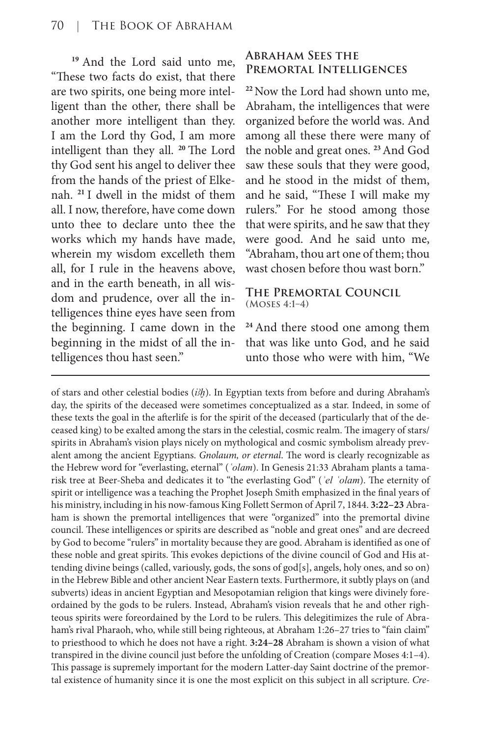[19] And the Lord said unto me, "These two facts do exist, that there are two spirits, one being more intelligent than the other, there shall be another more intelligent than they. I am the Lord thy God, I am more intelligent than they all. [20] The Lord thy God sent his angel to deliver thee from the hands of the priest of Elkenah. [21] I dwell in the midst of them all. I now, therefore, have come down unto thee to declare unto thee the works which my hands have made, wherein my wisdom excelleth them all, for I rule in the heavens above, and in the earth beneath, in all wisdom and prudence, over all the intelligences thine eyes have seen from the beginning. I came down in the beginning in the midst of all the intelligences thou hast seen."

### Abraham Sees the Premortal Intelligences

[22] Now the Lord had shown unto me, Abraham, the intelligences that were organized before the world was. And among all these there were many of the noble and great ones. [23] And God saw these souls that they were good, and he stood in the midst of them, and he said, "These I will make my rulers." For he stood among those that were spirits, and he saw that they were good. And he said unto me, "Abraham, thou art one of them; thou wast chosen before thou wast born."

### The Premortal Council
(Moses 4:1–4)

[24] And there stood one among them that was like unto God, and he said unto those who were with him, "We

---

of stars and other celestial bodies (*iꜣḫ*). In Egyptian texts from before and during Abraham's day, the spirits of the deceased were sometimes conceptualized as a star. Indeed, in some of these texts the goal in the afterlife is for the spirit of the deceased (particularly that of the deceased king) to be exalted among the stars in the celestial, cosmic realm. The imagery of stars/spirits in Abraham's vision plays nicely on mythological and cosmic symbolism already prevalent among the ancient Egyptians. *Gnolaum, or eternal*. The word is clearly recognizable as the Hebrew word for "everlasting, eternal" (*ʿolam*). In Genesis 21:33 Abraham plants a tamarisk tree at Beer-Sheba and dedicates it to "the everlasting God" (*ʾel ʿolam*). The eternity of spirit or intelligence was a teaching the Prophet Joseph Smith emphasized in the final years of his ministry, including in his now-famous King Follett Sermon of April 7, 1844. **3:22–23** Abraham is shown the premortal intelligences that were "organized" into the premortal divine council. These intelligences or spirits are described as "noble and great ones" and are decreed by God to become "rulers" in mortality because they are good. Abraham is identified as one of these noble and great spirits. This evokes depictions of the divine council of God and His attending divine beings (called, variously, gods, the sons of god[s], angels, holy ones, and so on) in the Hebrew Bible and other ancient Near Eastern texts. Furthermore, it subtly plays on (and subverts) ideas in ancient Egyptian and Mesopotamian religion that kings were divinely foreordained by the gods to be rulers. Instead, Abraham's vision reveals that he and other righteous spirits were foreordained by the Lord to be rulers. This delegitimizes the rule of Abraham's rival Pharaoh, who, while still being righteous, at Abraham 1:26–27 tries to "fain claim" to priesthood to which he does not have a right. **3:24–28** Abraham is shown a vision of what transpired in the divine council just before the unfolding of Creation (compare Moses 4:1–4). This passage is supremely important for the modern Latter-day Saint doctrine of the premortal existence of humanity since it is one the most explicit on this subject in all scripture. *Cre-*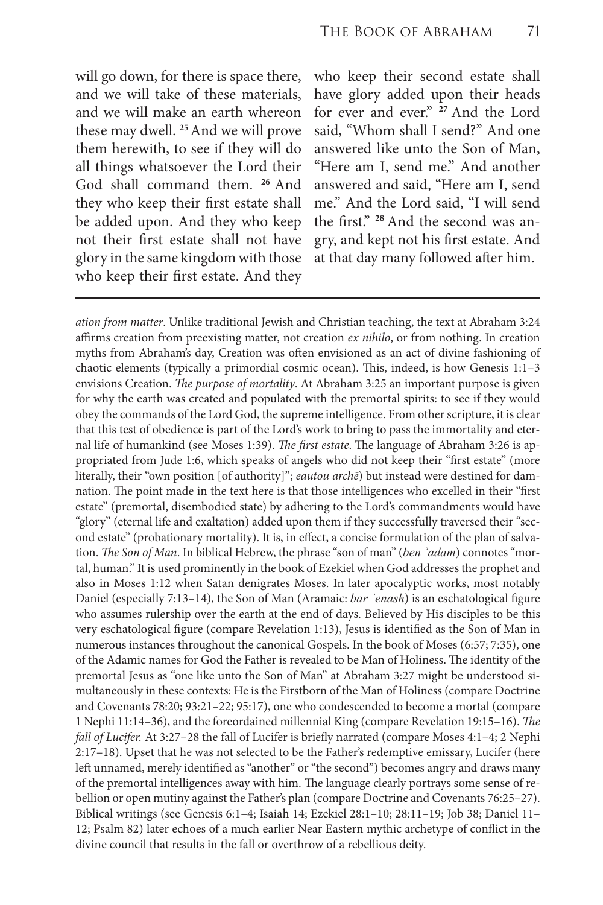will go down, for there is space there, and we will take of these materials, and we will make an earth whereon these may dwell. [25] And we will prove them herewith, to see if they will do all things whatsoever the Lord their God shall command them. [26] And they who keep their first estate shall be added upon. And they who keep not their first estate shall not have glory in the same kingdom with those who keep their first estate. And they who keep their second estate shall have glory added upon their heads for ever and ever." [27] And the Lord said, "Whom shall I send?" And one answered like unto the Son of Man, "Here am I, send me." And another answered and said, "Here am I, send me." And the Lord said, "I will send the first." [28] And the second was angry, and kept not his first estate. And at that day many followed after him.

---

*ation from matter*. Unlike traditional Jewish and Christian teaching, the text at Abraham 3:24 affirms creation from preexisting matter, not creation *ex nihilo*, or from nothing. In creation myths from Abraham's day, Creation was often envisioned as an act of divine fashioning of chaotic elements (typically a primordial cosmic ocean). This, indeed, is how Genesis 1:1–3 envisions Creation. *The purpose of mortality*. At Abraham 3:25 an important purpose is given for why the earth was created and populated with the premortal spirits: to see if they would obey the commands of the Lord God, the supreme intelligence. From other scripture, it is clear that this test of obedience is part of the Lord's work to bring to pass the immortality and eternal life of humankind (see Moses 1:39). *The first estate*. The language of Abraham 3:26 is appropriated from Jude 1:6, which speaks of angels who did not keep their "first estate" (more literally, their "own position [of authority]"; *eautou archē*) but instead were destined for damnation. The point made in the text here is that those intelligences who excelled in their "first estate" (premortal, disembodied state) by adhering to the Lord's commandments would have "glory" (eternal life and exaltation) added upon them if they successfully traversed their "second estate" (probationary mortality). It is, in effect, a concise formulation of the plan of salvation. *The Son of Man*. In biblical Hebrew, the phrase "son of man" (*ben ʾadam*) connotes "mortal, human." It is used prominently in the book of Ezekiel when God addresses the prophet and also in Moses 1:12 when Satan denigrates Moses. In later apocalyptic works, most notably Daniel (especially 7:13–14), the Son of Man (Aramaic: *bar ʾenash*) is an eschatological figure who assumes rulership over the earth at the end of days. Believed by His disciples to be this very eschatological figure (compare Revelation 1:13), Jesus is identified as the Son of Man in numerous instances throughout the canonical Gospels. In the book of Moses (6:57; 7:35), one of the Adamic names for God the Father is revealed to be Man of Holiness. The identity of the premortal Jesus as "one like unto the Son of Man" at Abraham 3:27 might be understood simultaneously in these contexts: He is the Firstborn of the Man of Holiness (compare Doctrine and Covenants 78:20; 93:21–22; 95:17), one who condescended to become a mortal (compare 1 Nephi 11:14–36), and the foreordained millennial King (compare Revelation 19:15–16). *The fall of Lucifer.* At 3:27–28 the fall of Lucifer is briefly narrated (compare Moses 4:1–4; 2 Nephi 2:17–18). Upset that he was not selected to be the Father's redemptive emissary, Lucifer (here left unnamed, merely identified as "another" or "the second") becomes angry and draws many of the premortal intelligences away with him. The language clearly portrays some sense of rebellion or open mutiny against the Father's plan (compare Doctrine and Covenants 76:25–27). Biblical writings (see Genesis 6:1–4; Isaiah 14; Ezekiel 28:1–10; 28:11–19; Job 38; Daniel 11–12; Psalm 82) later echoes of a much earlier Near Eastern mythic archetype of conflict in the divine council that results in the fall or overthrow of a rebellious deity.